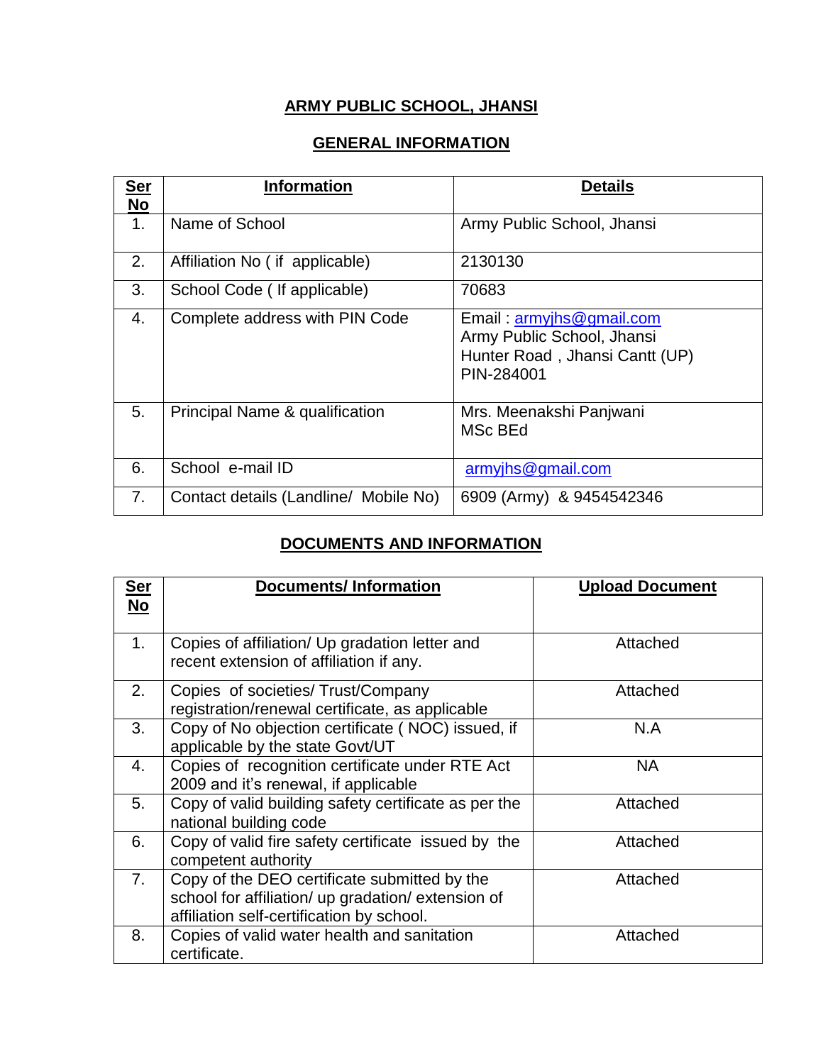# ARMY PUBLIC SCHOOL, JHANSI

## GENERAL INFORMATION

| Ser No | Information | Details |
|---|---|---|
| 1. | Name of School | Army Public School, Jhansi |
| 2. | Affiliation No ( if applicable) | 2130130 |
| 3. | School Code ( If applicable) | 70683 |
| 4. | Complete address with PIN Code | Email : armyjhs@gmail.com<br>Army Public School, Jhansi<br>Hunter Road , Jhansi Cantt (UP)<br>PIN-284001 |
| 5. | Principal Name & qualification | Mrs. Meenakshi Panjwani<br>MSc BEd |
| 6. | School e-mail ID | armyjhs@gmail.com |
| 7. | Contact details (Landline/ Mobile No) | 6909 (Army) & 9454542346 |

## DOCUMENTS AND INFORMATION

| Ser No | Documents/ Information | Upload Document |
|---|---|---|
| 1. | Copies of affiliation/ Up gradation letter and recent extension of affiliation if any. | Attached |
| 2. | Copies of societies/ Trust/Company registration/renewal certificate, as applicable | Attached |
| 3. | Copy of No objection certificate ( NOC) issued, if applicable by the state Govt/UT | N.A |
| 4. | Copies of recognition certificate under RTE Act 2009 and it's renewal, if applicable | NA |
| 5. | Copy of valid building safety certificate as per the national building code | Attached |
| 6. | Copy of valid fire safety certificate issued by the competent authority | Attached |
| 7. | Copy of the DEO certificate submitted by the school for affiliation/ up gradation/ extension of affiliation self-certification by school. | Attached |
| 8. | Copies of valid water health and sanitation certificate. | Attached |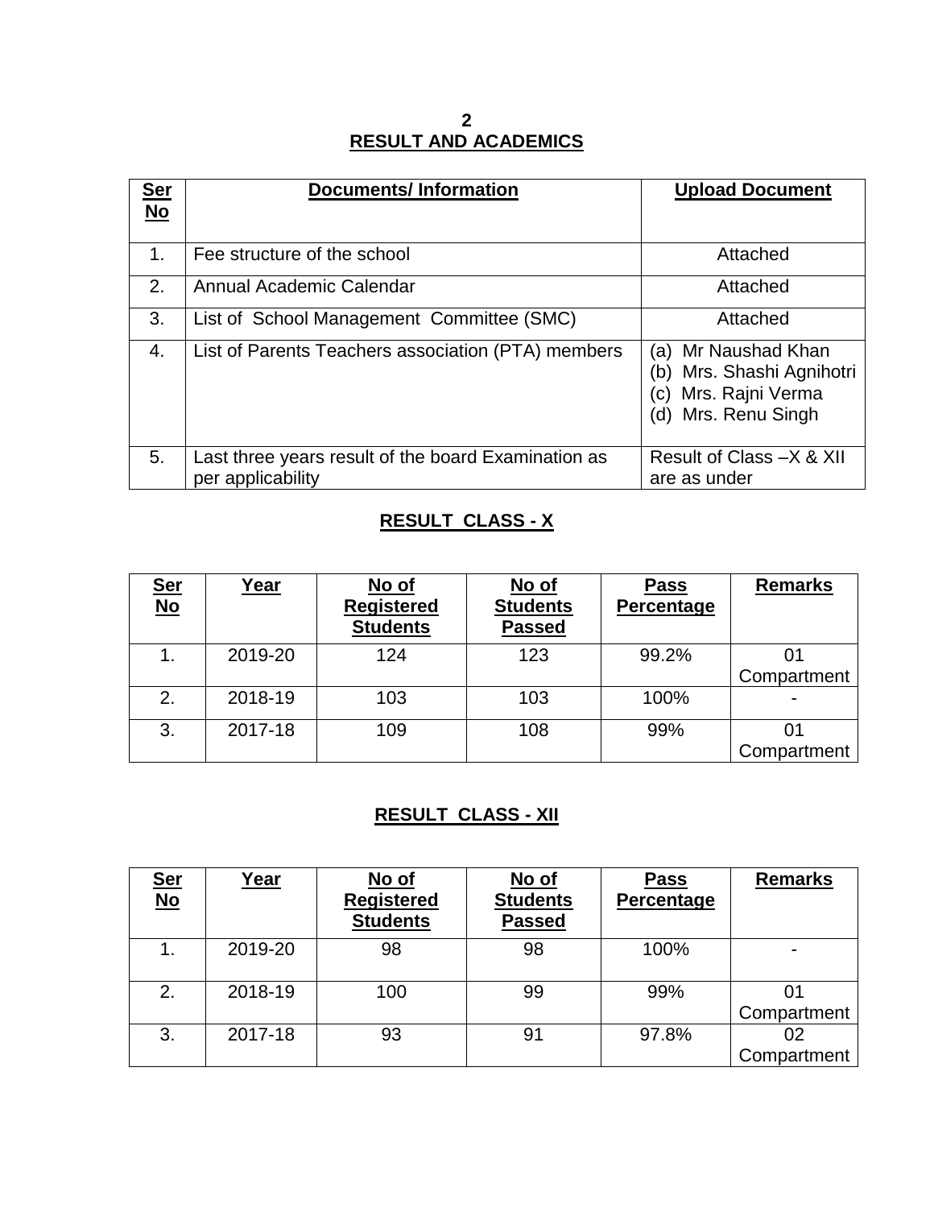## RESULT AND ACADEMICS

| Ser No | Documents/ Information | Upload Document |
|---|---|---|
| 1. | Fee structure of the school | Attached |
| 2. | Annual Academic Calendar | Attached |
| 3. | List of School Management Committee (SMC) | Attached |
| 4. | List of Parents Teachers association (PTA) members | (a) Mr Naushad Khan<br>(b) Mrs. Shashi Agnihotri<br>(c) Mrs. Rajni Verma<br>(d) Mrs. Renu Singh |
| 5. | Last three years result of the board Examination as per applicability | Result of Class –X & XII are as under |

### RESULT CLASS - X

| Ser No | Year | No of Registered Students | No of Students Passed | Pass Percentage | Remarks |
|---|---|---|---|---|---|
| 1. | 2019-20 | 124 | 123 | 99.2% | 01 Compartment |
| 2. | 2018-19 | 103 | 103 | 100% | - |
| 3. | 2017-18 | 109 | 108 | 99% | 01 Compartment |

### RESULT CLASS - XII

| Ser No | Year | No of Registered Students | No of Students Passed | Pass Percentage | Remarks |
|---|---|---|---|---|---|
| 1. | 2019-20 | 98 | 98 | 100% | - |
| 2. | 2018-19 | 100 | 99 | 99% | 01 Compartment |
| 3. | 2017-18 | 93 | 91 | 97.8% | 02 Compartment |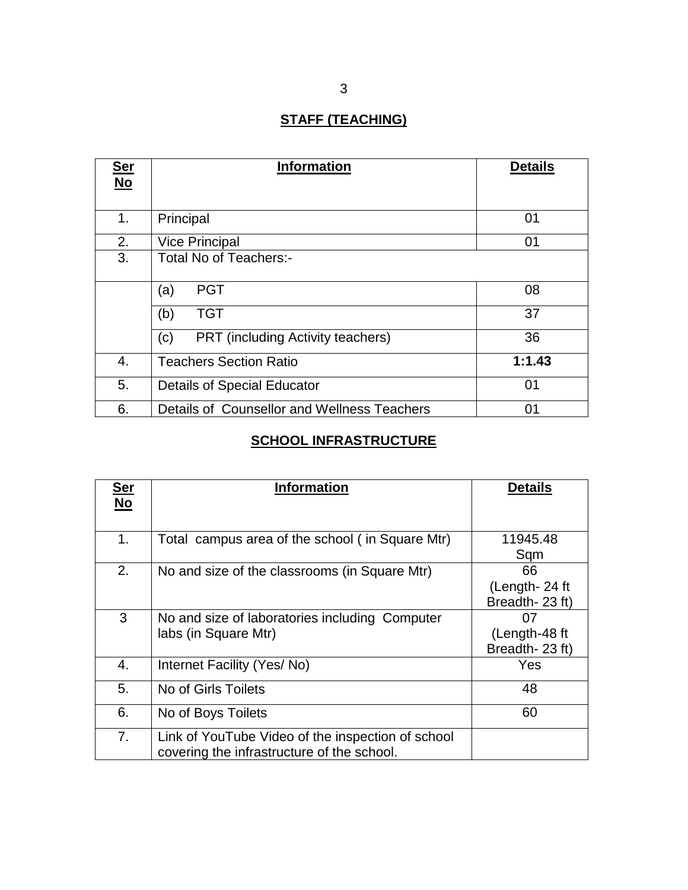## STAFF (TEACHING)

| Ser No | Information | Details |
|---|---|---|
| 1. | Principal | 01 |
| 2. | Vice Principal | 01 |
| 3. | Total No of Teachers:- | |
| | (a) PGT | 08 |
| | (b) TGT | 37 |
| | (c) PRT (including Activity teachers) | 36 |
| 4. | Teachers Section Ratio | **1:1.43** |
| 5. | Details of Special Educator | 01 |
| 6. | Details of Counsellor and Wellness Teachers | 01 |

## SCHOOL INFRASTRUCTURE

| Ser No | Information | Details |
|---|---|---|
| 1. | Total campus area of the school ( in Square Mtr) | 11945.48 Sqm |
| 2. | No and size of the classrooms (in Square Mtr) | 66 (Length- 24 ft Breadth- 23 ft) |
| 3 | No and size of laboratories including Computer labs (in Square Mtr) | 07 (Length-48 ft Breadth- 23 ft) |
| 4. | Internet Facility (Yes/ No) | Yes |
| 5. | No of Girls Toilets | 48 |
| 6. | No of Boys Toilets | 60 |
| 7. | Link of YouTube Video of the inspection of school covering the infrastructure of the school. | |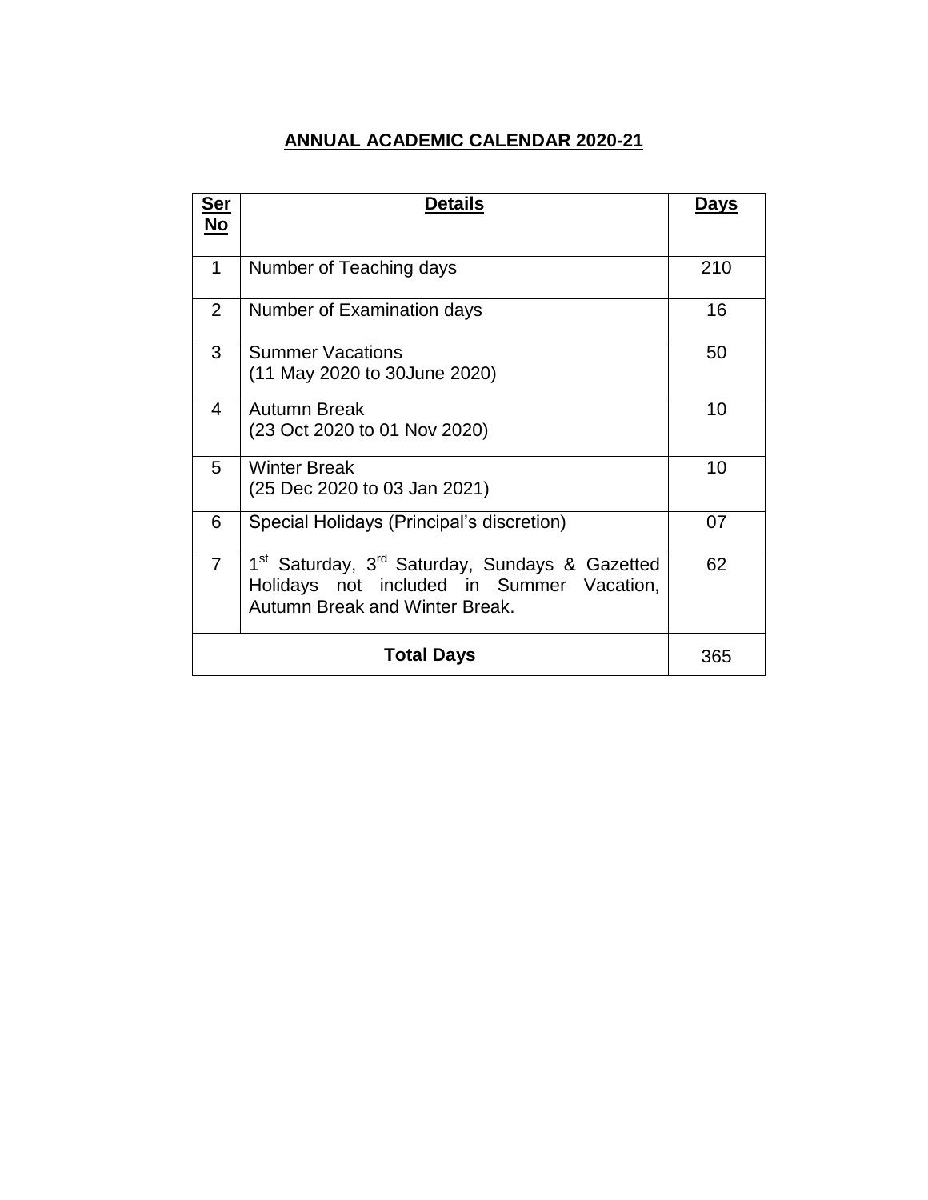## ANNUAL ACADEMIC CALENDAR 2020-21

| Ser No | Details | Days |
|---|---|---|
| 1 | Number of Teaching days | 210 |
| 2 | Number of Examination days | 16 |
| 3 | Summer Vacations<br>(11 May 2020 to 30June 2020) | 50 |
| 4 | Autumn Break<br>(23 Oct 2020 to 01 Nov 2020) | 10 |
| 5 | Winter Break<br>(25 Dec 2020 to 03 Jan 2021) | 10 |
| 6 | Special Holidays (Principal's discretion) | 07 |
| 7 | 1st Saturday, 3rd Saturday, Sundays & Gazetted Holidays not included in Summer Vacation, Autumn Break and Winter Break. | 62 |
| **Total Days** | | 365 |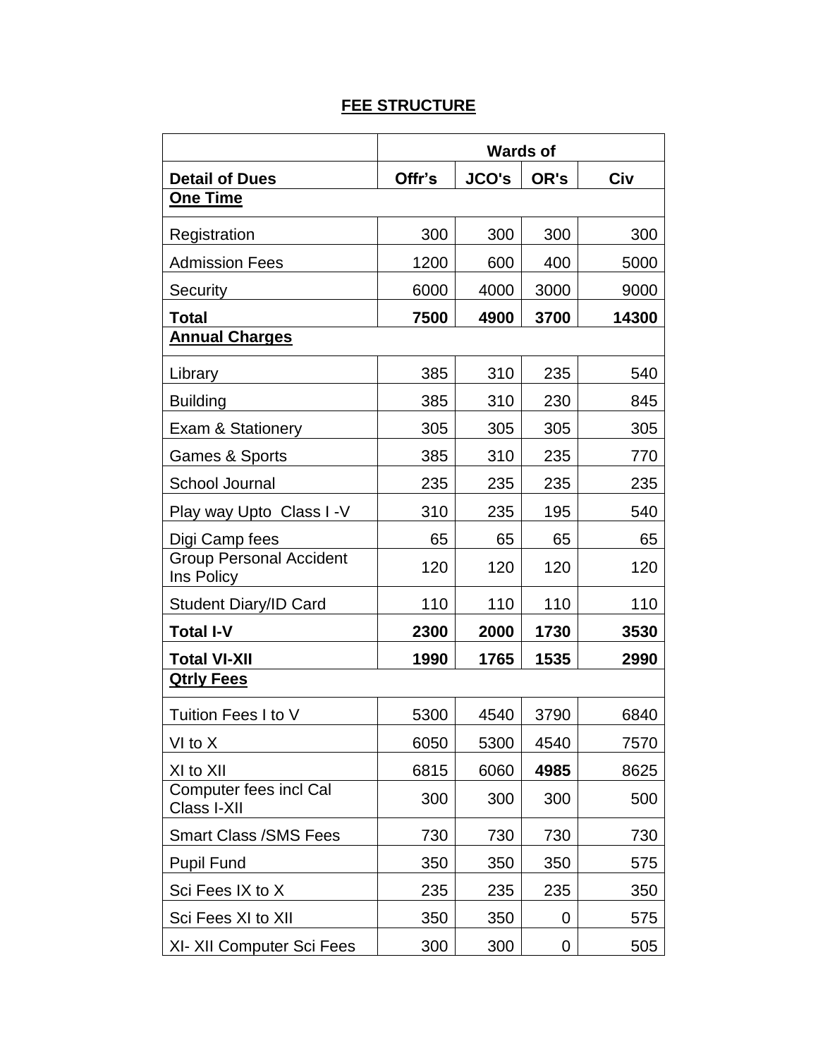**FEE STRUCTURE**

| | Wards of | | | |
|---|---|---|---|---|
| **Detail of Dues** | **Offr's** | **JCO's** | **OR's** | **Civ** |
| **One Time** | | | | |
| Registration | 300 | 300 | 300 | 300 |
| Admission Fees | 1200 | 600 | 400 | 5000 |
| Security | 6000 | 4000 | 3000 | 9000 |
| **Total** | **7500** | **4900** | **3700** | **14300** |
| **Annual Charges** | | | | |
| Library | 385 | 310 | 235 | 540 |
| Building | 385 | 310 | 230 | 845 |
| Exam & Stationery | 305 | 305 | 305 | 305 |
| Games & Sports | 385 | 310 | 235 | 770 |
| School Journal | 235 | 235 | 235 | 235 |
| Play way Upto Class I -V | 310 | 235 | 195 | 540 |
| Digi Camp fees | 65 | 65 | 65 | 65 |
| Group Personal Accident Ins Policy | 120 | 120 | 120 | 120 |
| Student Diary/ID Card | 110 | 110 | 110 | 110 |
| **Total I-V** | **2300** | **2000** | **1730** | **3530** |
| **Total VI-XII** | **1990** | **1765** | **1535** | **2990** |
| **Qtrly Fees** | | | | |
| Tuition Fees I to V | 5300 | 4540 | 3790 | 6840 |
| VI to X | 6050 | 5300 | 4540 | 7570 |
| XI to XII | 6815 | 6060 | **4985** | 8625 |
| Computer fees incl Cal Class I-XII | 300 | 300 | 300 | 500 |
| Smart Class /SMS Fees | 730 | 730 | 730 | 730 |
| Pupil Fund | 350 | 350 | 350 | 575 |
| Sci Fees IX to X | 235 | 235 | 235 | 350 |
| Sci Fees XI to XII | 350 | 350 | 0 | 575 |
| XI- XII Computer Sci Fees | 300 | 300 | 0 | 505 |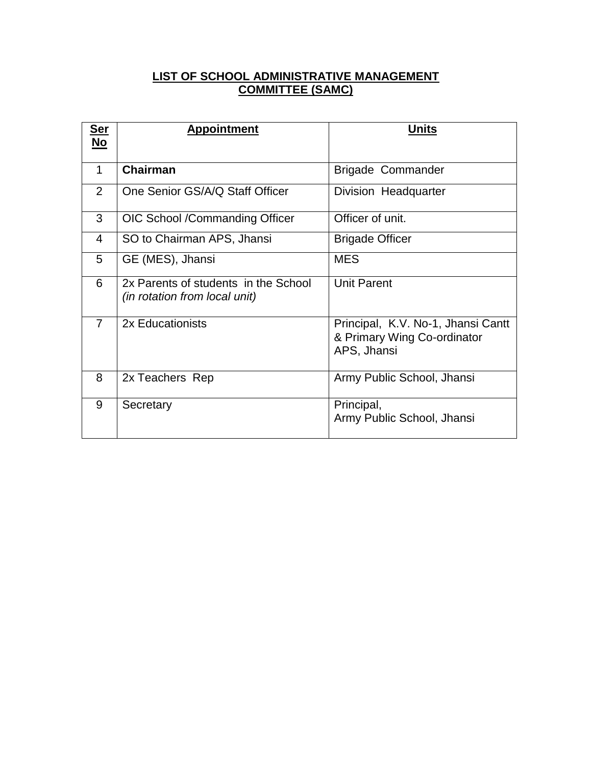## LIST OF SCHOOL ADMINISTRATIVE MANAGEMENT COMMITTEE (SAMC)

| Ser No | Appointment | Units |
|---|---|---|
| 1 | **Chairman** | Brigade Commander |
| 2 | One Senior GS/A/Q Staff Officer | Division Headquarter |
| 3 | OIC School /Commanding Officer | Officer of unit. |
| 4 | SO to Chairman APS, Jhansi | Brigade Officer |
| 5 | GE (MES), Jhansi | MES |
| 6 | 2x Parents of students in the School *(in rotation from local unit)* | Unit Parent |
| 7 | 2x Educationists | Principal, K.V. No-1, Jhansi Cantt & Primary Wing Co-ordinator APS, Jhansi |
| 8 | 2x Teachers Rep | Army Public School, Jhansi |
| 9 | Secretary | Principal, Army Public School, Jhansi |